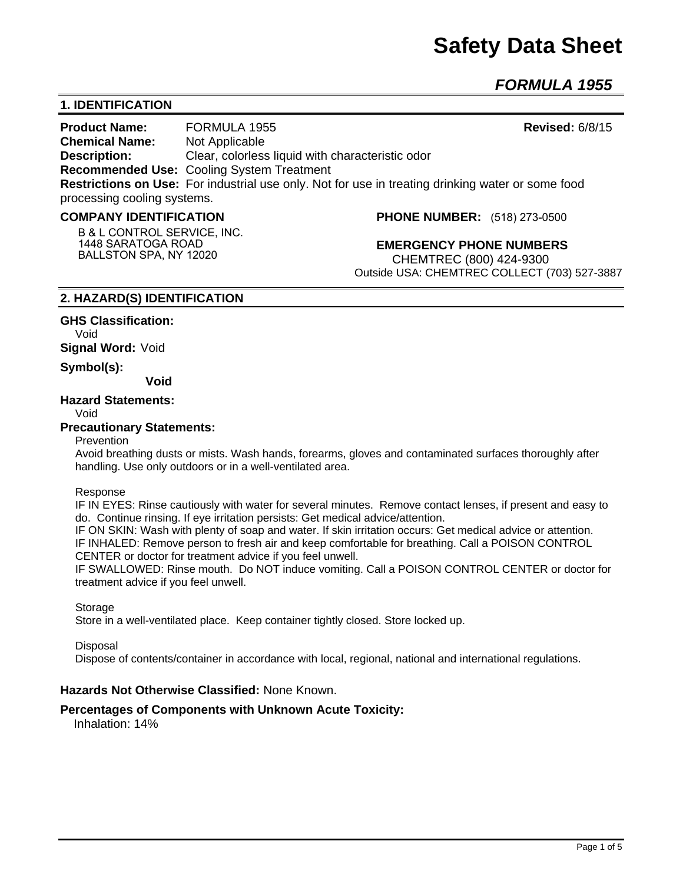# Safety Data Sheet

## *FORMULA 1955*

### 1. IDENTIFICATION

**Product Name:** FORMULA 1955 **Revised:** 6/8/15
**Chemical Name:** Not Applicable
**Description:** Clear, colorless liquid with characteristic odor
**Recommended Use:** Cooling System Treatment
**Restrictions on Use:** For industrial use only. Not for use in treating drinking water or some food processing cooling systems.

**COMPANY IDENTIFICATION**

B & L CONTROL SERVICE, INC.
1448 SARATOGA ROAD
BALLSTON SPA, NY 12020

**PHONE NUMBER:** (518) 273-0500

**EMERGENCY PHONE NUMBERS**
CHEMTREC (800) 424-9300
Outside USA: CHEMTREC COLLECT (703) 527-3887

### 2. HAZARD(S) IDENTIFICATION

**GHS Classification:**
Void

**Signal Word:** Void

**Symbol(s):**
**Void**

**Hazard Statements:**
Void

**Precautionary Statements:**

Prevention
Avoid breathing dusts or mists. Wash hands, forearms, gloves and contaminated surfaces thoroughly after handling. Use only outdoors or in a well-ventilated area.

Response
IF IN EYES: Rinse cautiously with water for several minutes. Remove contact lenses, if present and easy to do. Continue rinsing. If eye irritation persists: Get medical advice/attention.
IF ON SKIN: Wash with plenty of soap and water. If skin irritation occurs: Get medical advice or attention.
IF INHALED: Remove person to fresh air and keep comfortable for breathing. Call a POISON CONTROL CENTER or doctor for treatment advice if you feel unwell.
IF SWALLOWED: Rinse mouth. Do NOT induce vomiting. Call a POISON CONTROL CENTER or doctor for treatment advice if you feel unwell.

Storage
Store in a well-ventilated place. Keep container tightly closed. Store locked up.

Disposal
Dispose of contents/container in accordance with local, regional, national and international regulations.

**Hazards Not Otherwise Classified:** None Known.

**Percentages of Components with Unknown Acute Toxicity:**
Inhalation: 14%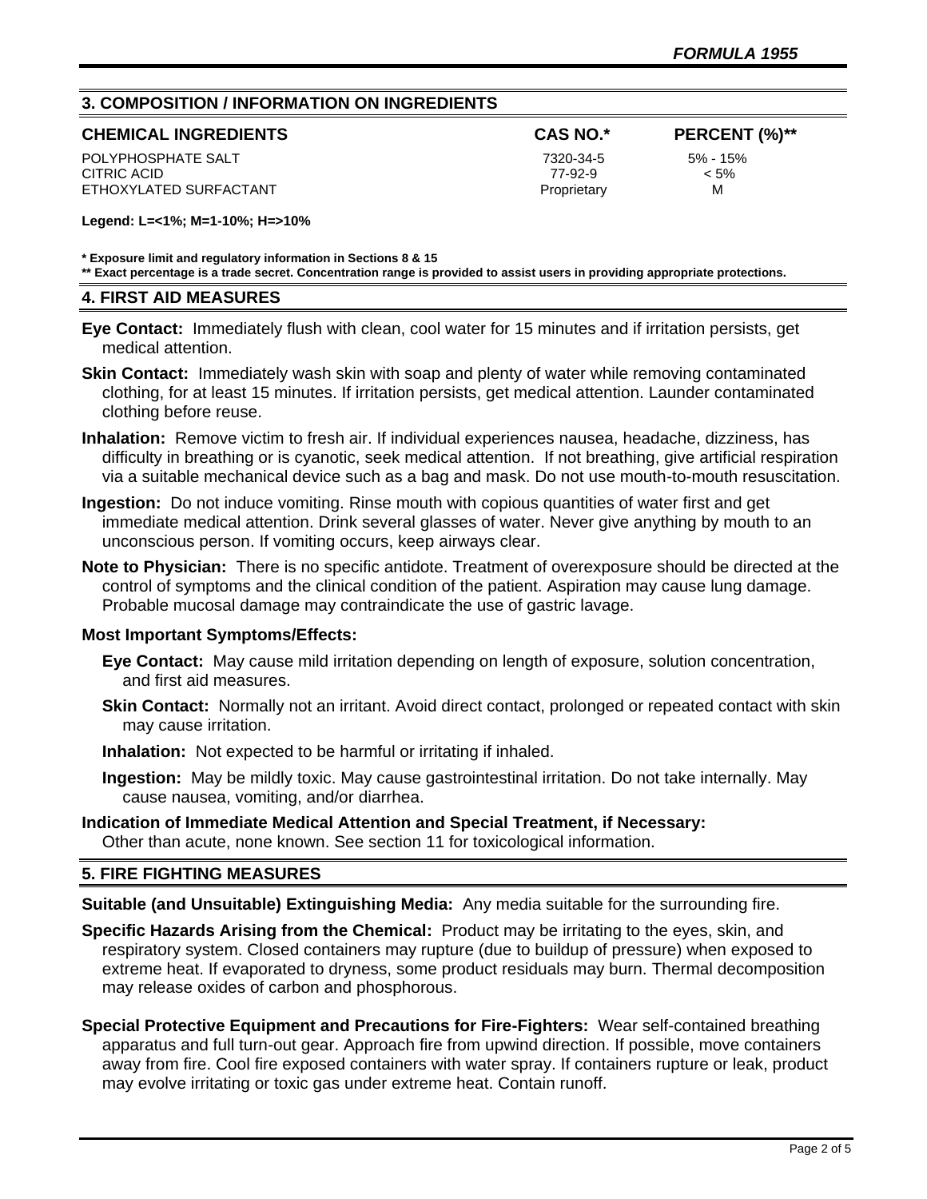## 3. COMPOSITION / INFORMATION ON INGREDIENTS

| CHEMICAL INGREDIENTS | CAS NO.* | PERCENT (%)** |
| --- | --- | --- |
| POLYPHOSPHATE SALT | 7320-34-5 | 5% - 15% |
| CITRIC ACID | 77-92-9 | < 5% |
| ETHOXYLATED SURFACTANT | Proprietary | M |

**Legend: L=<1%; M=1-10%; H=>10%**

**\* Exposure limit and regulatory information in Sections 8 & 15**
**\*\* Exact percentage is a trade secret. Concentration range is provided to assist users in providing appropriate protections.**

## 4. FIRST AID MEASURES

**Eye Contact:** Immediately flush with clean, cool water for 15 minutes and if irritation persists, get medical attention.

**Skin Contact:** Immediately wash skin with soap and plenty of water while removing contaminated clothing, for at least 15 minutes. If irritation persists, get medical attention. Launder contaminated clothing before reuse.

**Inhalation:** Remove victim to fresh air. If individual experiences nausea, headache, dizziness, has difficulty in breathing or is cyanotic, seek medical attention. If not breathing, give artificial respiration via a suitable mechanical device such as a bag and mask. Do not use mouth-to-mouth resuscitation.

**Ingestion:** Do not induce vomiting. Rinse mouth with copious quantities of water first and get immediate medical attention. Drink several glasses of water. Never give anything by mouth to an unconscious person. If vomiting occurs, keep airways clear.

**Note to Physician:** There is no specific antidote. Treatment of overexposure should be directed at the control of symptoms and the clinical condition of the patient. Aspiration may cause lung damage. Probable mucosal damage may contraindicate the use of gastric lavage.

**Most Important Symptoms/Effects:**

**Eye Contact:** May cause mild irritation depending on length of exposure, solution concentration, and first aid measures.

**Skin Contact:** Normally not an irritant. Avoid direct contact, prolonged or repeated contact with skin may cause irritation.

**Inhalation:** Not expected to be harmful or irritating if inhaled.

**Ingestion:** May be mildly toxic. May cause gastrointestinal irritation. Do not take internally. May cause nausea, vomiting, and/or diarrhea.

**Indication of Immediate Medical Attention and Special Treatment, if Necessary:**
Other than acute, none known. See section 11 for toxicological information.

## 5. FIRE FIGHTING MEASURES

**Suitable (and Unsuitable) Extinguishing Media:** Any media suitable for the surrounding fire.

**Specific Hazards Arising from the Chemical:** Product may be irritating to the eyes, skin, and respiratory system. Closed containers may rupture (due to buildup of pressure) when exposed to extreme heat. If evaporated to dryness, some product residuals may burn. Thermal decomposition may release oxides of carbon and phosphorous.

**Special Protective Equipment and Precautions for Fire-Fighters:** Wear self-contained breathing apparatus and full turn-out gear. Approach fire from upwind direction. If possible, move containers away from fire. Cool fire exposed containers with water spray. If containers rupture or leak, product may evolve irritating or toxic gas under extreme heat. Contain runoff.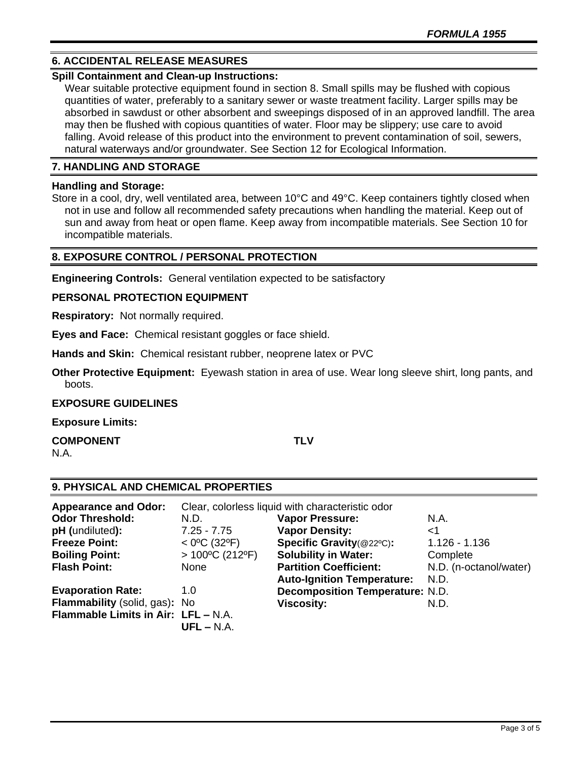## 6. ACCIDENTAL RELEASE MEASURES

**Spill Containment and Clean-up Instructions:**

Wear suitable protective equipment found in section 8. Small spills may be flushed with copious quantities of water, preferably to a sanitary sewer or waste treatment facility. Larger spills may be absorbed in sawdust or other absorbent and sweepings disposed of in an approved landfill. The area may then be flushed with copious quantities of water. Floor may be slippery; use care to avoid falling. Avoid release of this product into the environment to prevent contamination of soil, sewers, natural waterways and/or groundwater. See Section 12 for Ecological Information.

## 7. HANDLING AND STORAGE

**Handling and Storage:**

Store in a cool, dry, well ventilated area, between 10°C and 49°C. Keep containers tightly closed when not in use and follow all recommended safety precautions when handling the material. Keep out of sun and away from heat or open flame. Keep away from incompatible materials. See Section 10 for incompatible materials.

## 8. EXPOSURE CONTROL / PERSONAL PROTECTION

**Engineering Controls:** General ventilation expected to be satisfactory

**PERSONAL PROTECTION EQUIPMENT**

**Respiratory:** Not normally required.

**Eyes and Face:** Chemical resistant goggles or face shield.

**Hands and Skin:** Chemical resistant rubber, neoprene latex or PVC

**Other Protective Equipment:** Eyewash station in area of use. Wear long sleeve shirt, long pants, and boots.

**EXPOSURE GUIDELINES**

**Exposure Limits:**

| COMPONENT | TLV |
|---|---|
| N.A. | |

## 9. PHYSICAL AND CHEMICAL PROPERTIES

**Appearance and Odor:** Clear, colorless liquid with characteristic odor

| | | | |
|---|---|---|---|
| **Odor Threshold:** | N.D. | **Vapor Pressure:** | N.A. |
| **pH** (undiluted)**:** | 7.25 - 7.75 | **Vapor Density:** | <1 |
| **Freeze Point:** | < 0ºC (32ºF) | **Specific Gravity**(@22ºC)**:** | 1.126 - 1.136 |
| **Boiling Point:** | > 100ºC (212ºF) | **Solubility in Water:** | Complete |
| **Flash Point:** | None | **Partition Coefficient:** | N.D. (n-octanol/water) |
| | | **Auto-Ignition Temperature:** | N.D. |
| **Evaporation Rate:** | 1.0 | **Decomposition Temperature:** | N.D. |
| **Flammability** (solid, gas)**:** | No | **Viscosity:** | N.D. |
| **Flammable Limits in Air:** | **LFL –** N.A.<br>**UFL –** N.A. | | |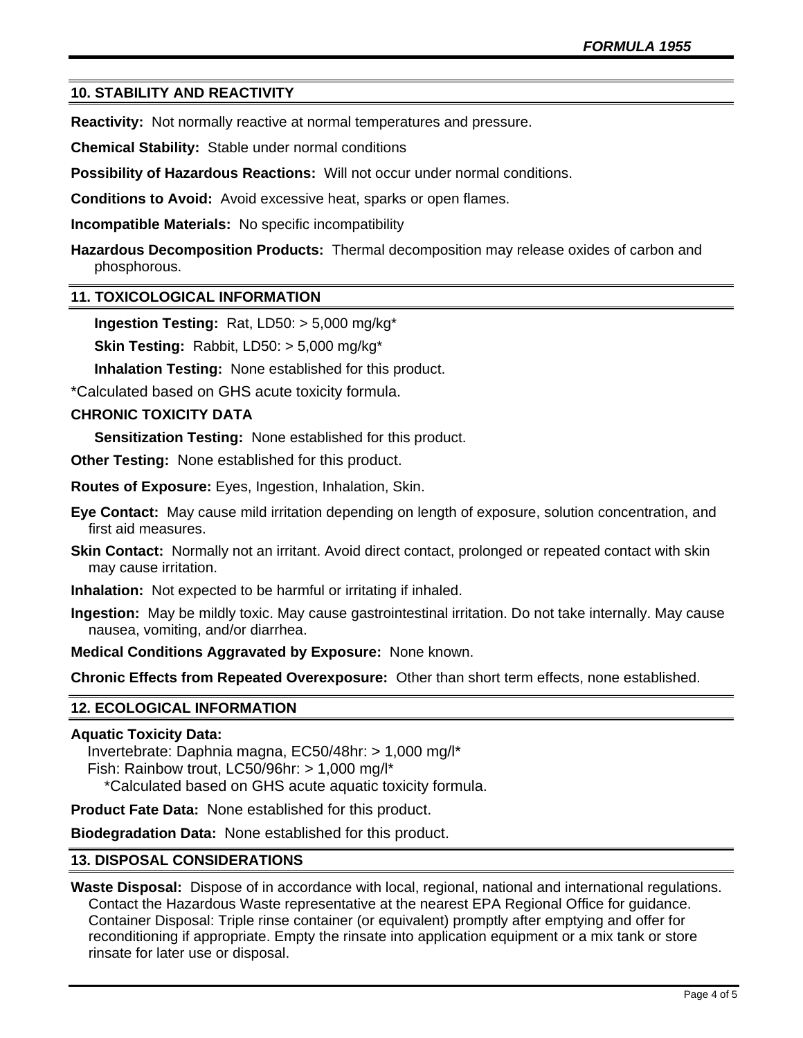## 10. STABILITY AND REACTIVITY

**Reactivity:** Not normally reactive at normal temperatures and pressure.

**Chemical Stability:** Stable under normal conditions

**Possibility of Hazardous Reactions:** Will not occur under normal conditions.

**Conditions to Avoid:** Avoid excessive heat, sparks or open flames.

**Incompatible Materials:** No specific incompatibility

**Hazardous Decomposition Products:** Thermal decomposition may release oxides of carbon and phosphorous.

## 11. TOXICOLOGICAL INFORMATION

**Ingestion Testing:** Rat, LD50: > 5,000 mg/kg*

**Skin Testing:** Rabbit, LD50: > 5,000 mg/kg*

**Inhalation Testing:** None established for this product.

*Calculated based on GHS acute toxicity formula.

**CHRONIC TOXICITY DATA**

**Sensitization Testing:** None established for this product.

**Other Testing:** None established for this product.

**Routes of Exposure:** Eyes, Ingestion, Inhalation, Skin.

**Eye Contact:** May cause mild irritation depending on length of exposure, solution concentration, and first aid measures.

**Skin Contact:** Normally not an irritant. Avoid direct contact, prolonged or repeated contact with skin may cause irritation.

**Inhalation:** Not expected to be harmful or irritating if inhaled.

**Ingestion:** May be mildly toxic. May cause gastrointestinal irritation. Do not take internally. May cause nausea, vomiting, and/or diarrhea.

**Medical Conditions Aggravated by Exposure:** None known.

**Chronic Effects from Repeated Overexposure:** Other than short term effects, none established.

## 12. ECOLOGICAL INFORMATION

**Aquatic Toxicity Data:**

Invertebrate: Daphnia magna, EC50/48hr: > 1,000 mg/l*
Fish: Rainbow trout, LC50/96hr: > 1,000 mg/l*
*Calculated based on GHS acute aquatic toxicity formula.

**Product Fate Data:** None established for this product.

**Biodegradation Data:** None established for this product.

## 13. DISPOSAL CONSIDERATIONS

**Waste Disposal:** Dispose of in accordance with local, regional, national and international regulations. Contact the Hazardous Waste representative at the nearest EPA Regional Office for guidance. Container Disposal: Triple rinse container (or equivalent) promptly after emptying and offer for reconditioning if appropriate. Empty the rinsate into application equipment or a mix tank or store rinsate for later use or disposal.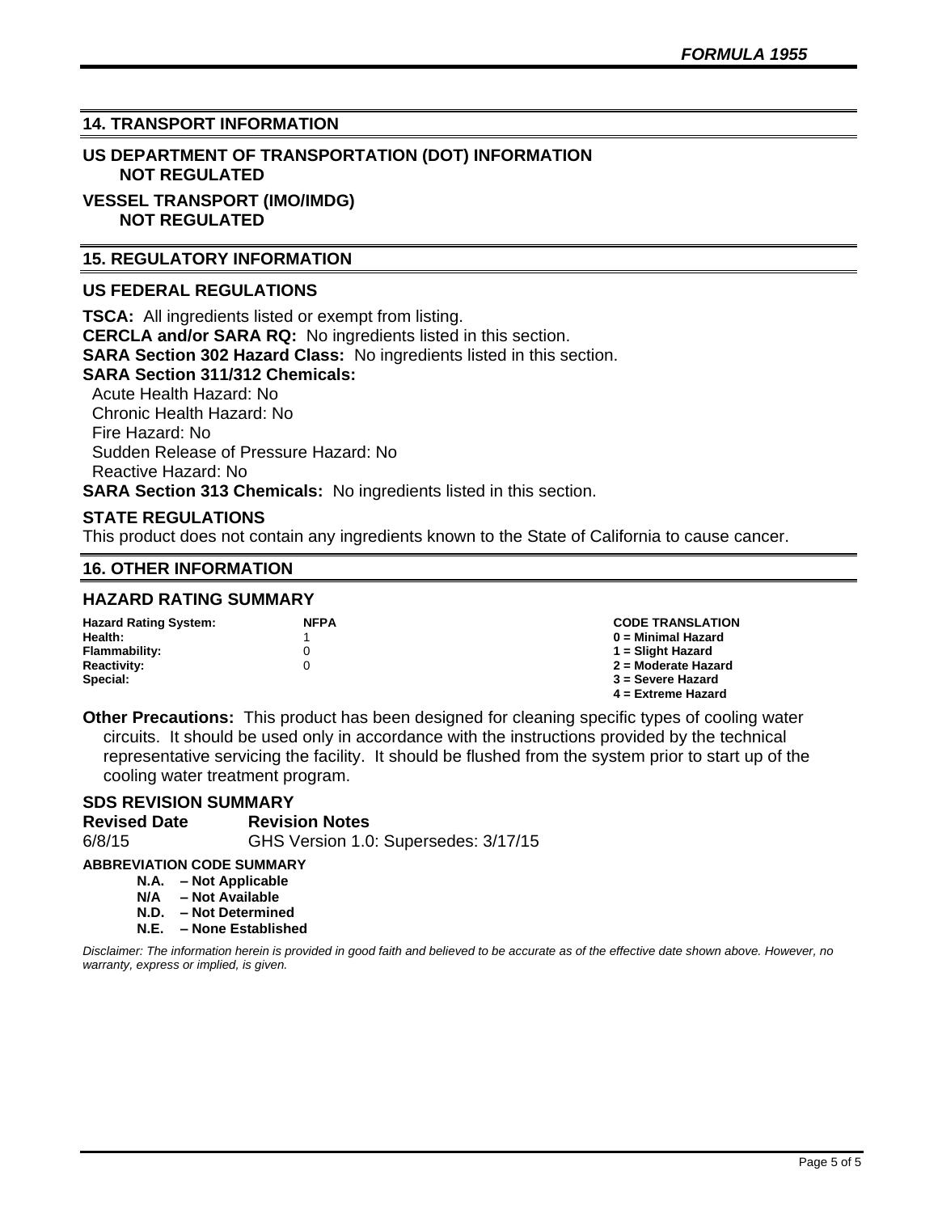## 14. TRANSPORT INFORMATION

### US DEPARTMENT OF TRANSPORTATION (DOT) INFORMATION
**NOT REGULATED**

### VESSEL TRANSPORT (IMO/IMDG)
**NOT REGULATED**

## 15. REGULATORY INFORMATION

### US FEDERAL REGULATIONS

**TSCA:** All ingredients listed or exempt from listing.
**CERCLA and/or SARA RQ:** No ingredients listed in this section.
**SARA Section 302 Hazard Class:** No ingredients listed in this section.
**SARA Section 311/312 Chemicals:**
Acute Health Hazard: No
Chronic Health Hazard: No
Fire Hazard: No
Sudden Release of Pressure Hazard: No
Reactive Hazard: No
**SARA Section 313 Chemicals:** No ingredients listed in this section.

### STATE REGULATIONS
This product does not contain any ingredients known to the State of California to cause cancer.

## 16. OTHER INFORMATION

### HAZARD RATING SUMMARY

| Hazard Rating System: | NFPA | CODE TRANSLATION |
|---|---|---|
| Health: | 1 | 0 = Minimal Hazard |
| Flammability: | 0 | 1 = Slight Hazard |
| Reactivity: | 0 | 2 = Moderate Hazard |
| Special: | | 3 = Severe Hazard |
| | | 4 = Extreme Hazard |

**Other Precautions:** This product has been designed for cleaning specific types of cooling water circuits. It should be used only in accordance with the instructions provided by the technical representative servicing the facility. It should be flushed from the system prior to start up of the cooling water treatment program.

### SDS REVISION SUMMARY

| Revised Date | Revision Notes |
|---|---|
| 6/8/15 | GHS Version 1.0: Supersedes: 3/17/15 |

**ABBREVIATION CODE SUMMARY**
- **N.A. – Not Applicable**
- **N/A – Not Available**
- **N.D. – Not Determined**
- **N.E. – None Established**

*Disclaimer: The information herein is provided in good faith and believed to be accurate as of the effective date shown above. However, no warranty, express or implied, is given.*